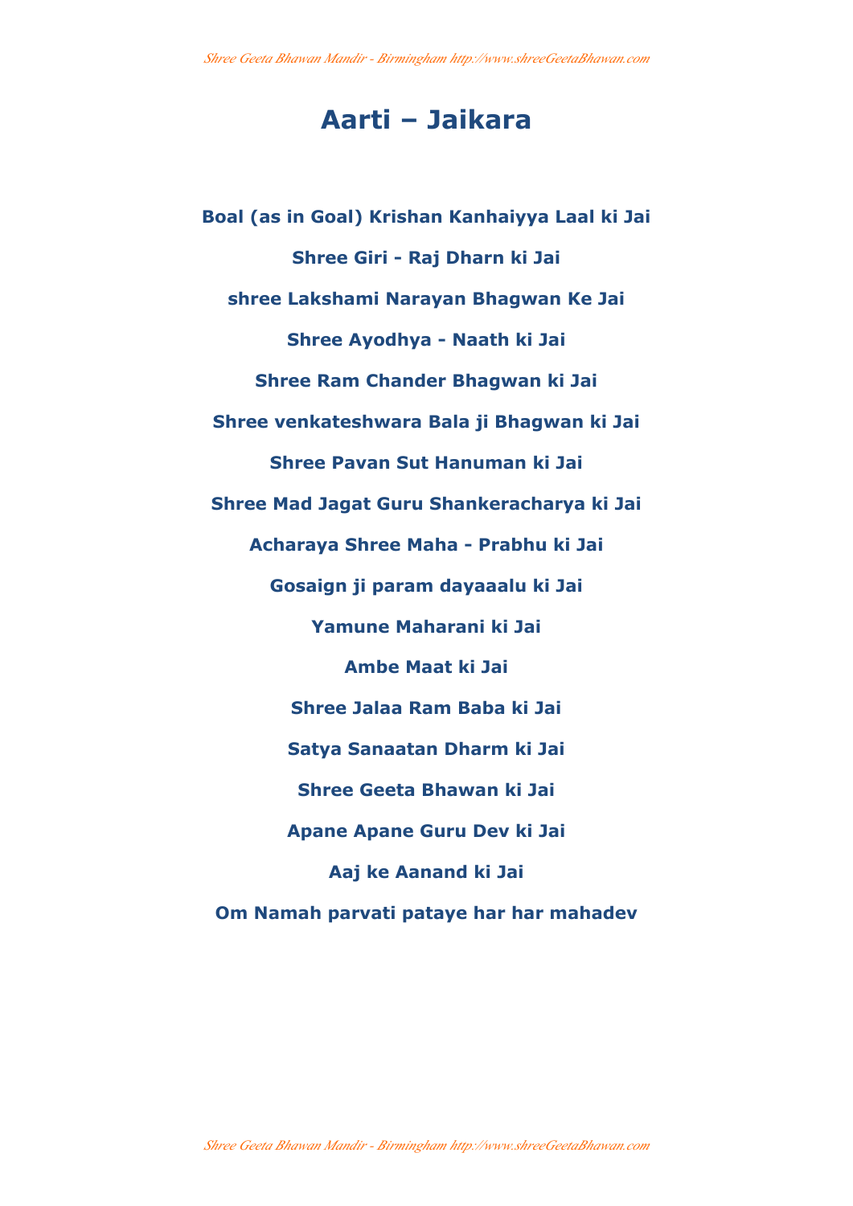# Aarti – Jaikara

**Boal (as in Goal) Krishan Kanhaiyya Laal ki Jai**

**Shree Giri - Raj Dharn ki Jai**

**shree Lakshami Narayan Bhagwan Ke Jai**

**Shree Ayodhya - Naath ki Jai**

**Shree Ram Chander Bhagwan ki Jai**

**Shree venkateshwara Bala ji Bhagwan ki Jai**

**Shree Pavan Sut Hanuman ki Jai**

**Shree Mad Jagat Guru Shankeracharya ki Jai**

**Acharaya Shree Maha - Prabhu ki Jai**

**Gosaign ji param dayaaalu ki Jai**

**Yamune Maharani ki Jai**

**Ambe Maat ki Jai**

**Shree Jalaa Ram Baba ki Jai**

**Satya Sanaatan Dharm ki Jai**

**Shree Geeta Bhawan ki Jai**

**Apane Apane Guru Dev ki Jai**

**Aaj ke Aanand ki Jai**

**Om Namah parvati pataye har har mahadev**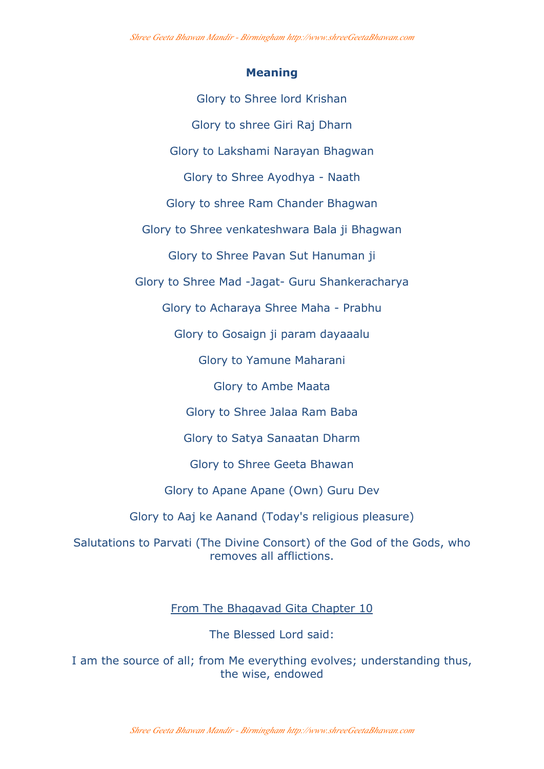**Meaning**

Glory to Shree lord Krishan

Glory to shree Giri Raj Dharn

Glory to Lakshami Narayan Bhagwan

Glory to Shree Ayodhya - Naath

Glory to shree Ram Chander Bhagwan

Glory to Shree venkateshwara Bala ji Bhagwan

Glory to Shree Pavan Sut Hanuman ji

Glory to Shree Mad -Jagat- Guru Shankeracharya

Glory to Acharaya Shree Maha - Prabhu

Glory to Gosaign ji param dayaaalu

Glory to Yamune Maharani

Glory to Ambe Maata

Glory to Shree Jalaa Ram Baba

Glory to Satya Sanaatan Dharm

Glory to Shree Geeta Bhawan

Glory to Apane Apane (Own) Guru Dev

Glory to Aaj ke Aanand (Today's religious pleasure)

Salutations to Parvati (The Divine Consort) of the God of the Gods, who removes all afflictions.

From The Bhagavad Gita Chapter 10

The Blessed Lord said:

I am the source of all; from Me everything evolves; understanding thus, the wise, endowed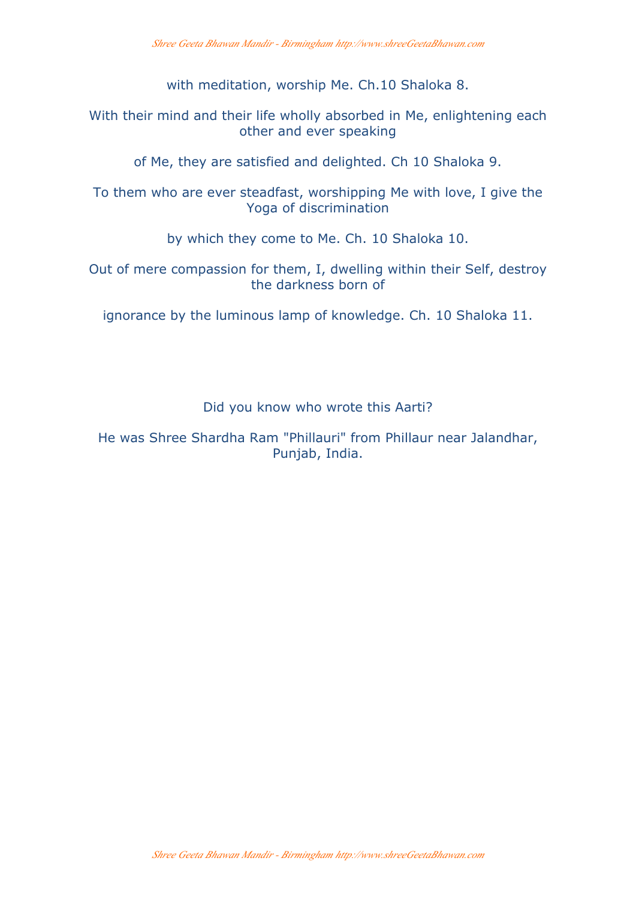with meditation, worship Me. Ch.10 Shaloka 8.

With their mind and their life wholly absorbed in Me, enlightening each other and ever speaking

of Me, they are satisfied and delighted. Ch 10 Shaloka 9.

To them who are ever steadfast, worshipping Me with love, I give the Yoga of discrimination

by which they come to Me. Ch. 10 Shaloka 10.

Out of mere compassion for them, I, dwelling within their Self, destroy the darkness born of

ignorance by the luminous lamp of knowledge. Ch. 10 Shaloka 11.

Did you know who wrote this Aarti?

He was Shree Shardha Ram "Phillauri" from Phillaur near Jalandhar, Punjab, India.